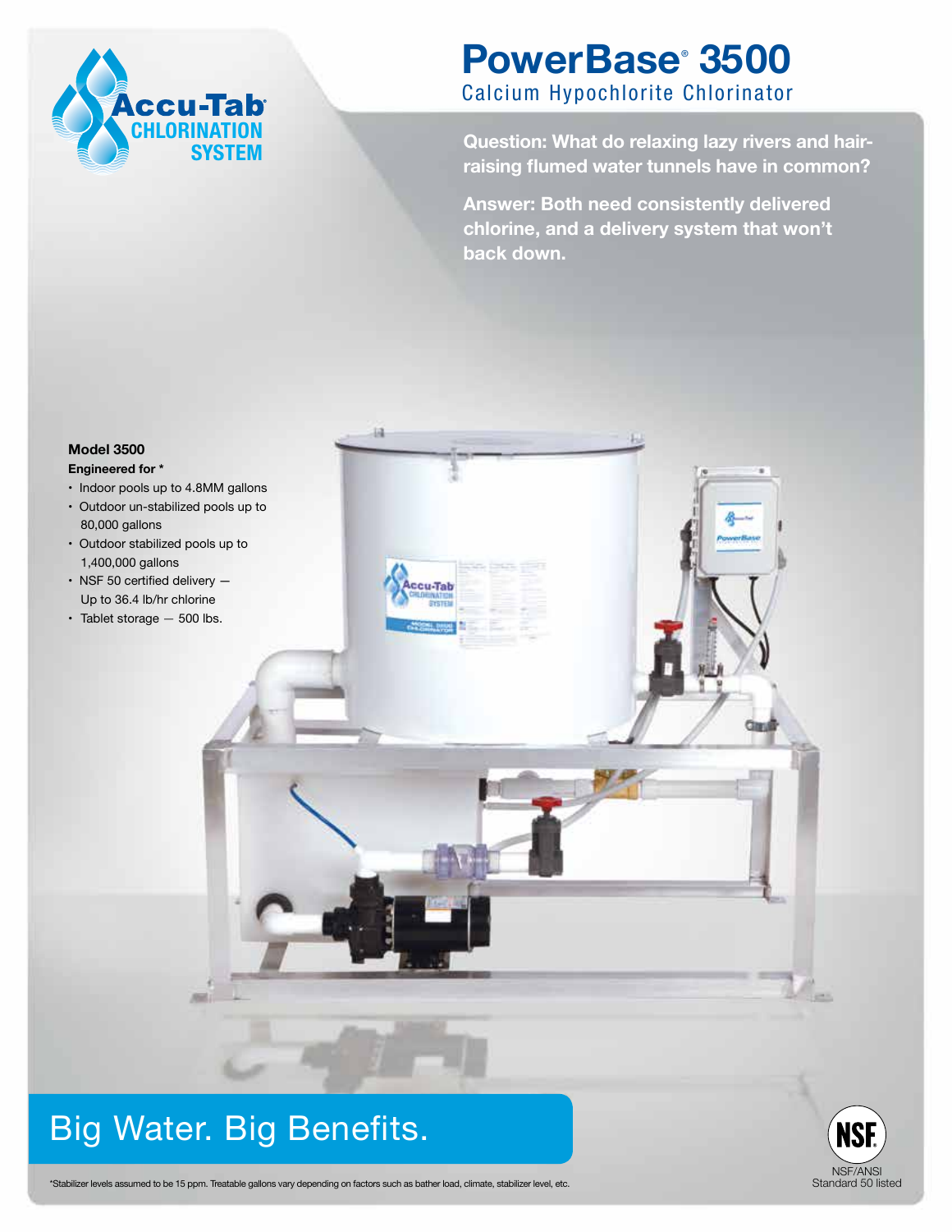Accu-Tab® CHLORINATION SYSTEM

# PowerBase® 3500

## Calcium Hypochlorite Chlorinator

**Question: What do relaxing lazy rivers and hair-raising flumed water tunnels have in common?**

**Answer: Both need consistently delivered chlorine, and a delivery system that won't back down.**

**Model 3500**

**Engineered for ***

- Indoor pools up to 4.8MM gallons
- Outdoor un-stabilized pools up to 80,000 gallons
- Outdoor stabilized pools up to 1,400,000 gallons
- NSF 50 certified delivery — Up to 36.4 lb/hr chlorine
- Tablet storage — 500 lbs.

## Big Water. Big Benefits.

NSF/ANSI Standard 50 listed

*Stabilizer levels assumed to be 15 ppm. Treatable gallons vary depending on factors such as bather load, climate, stabilizer level, etc.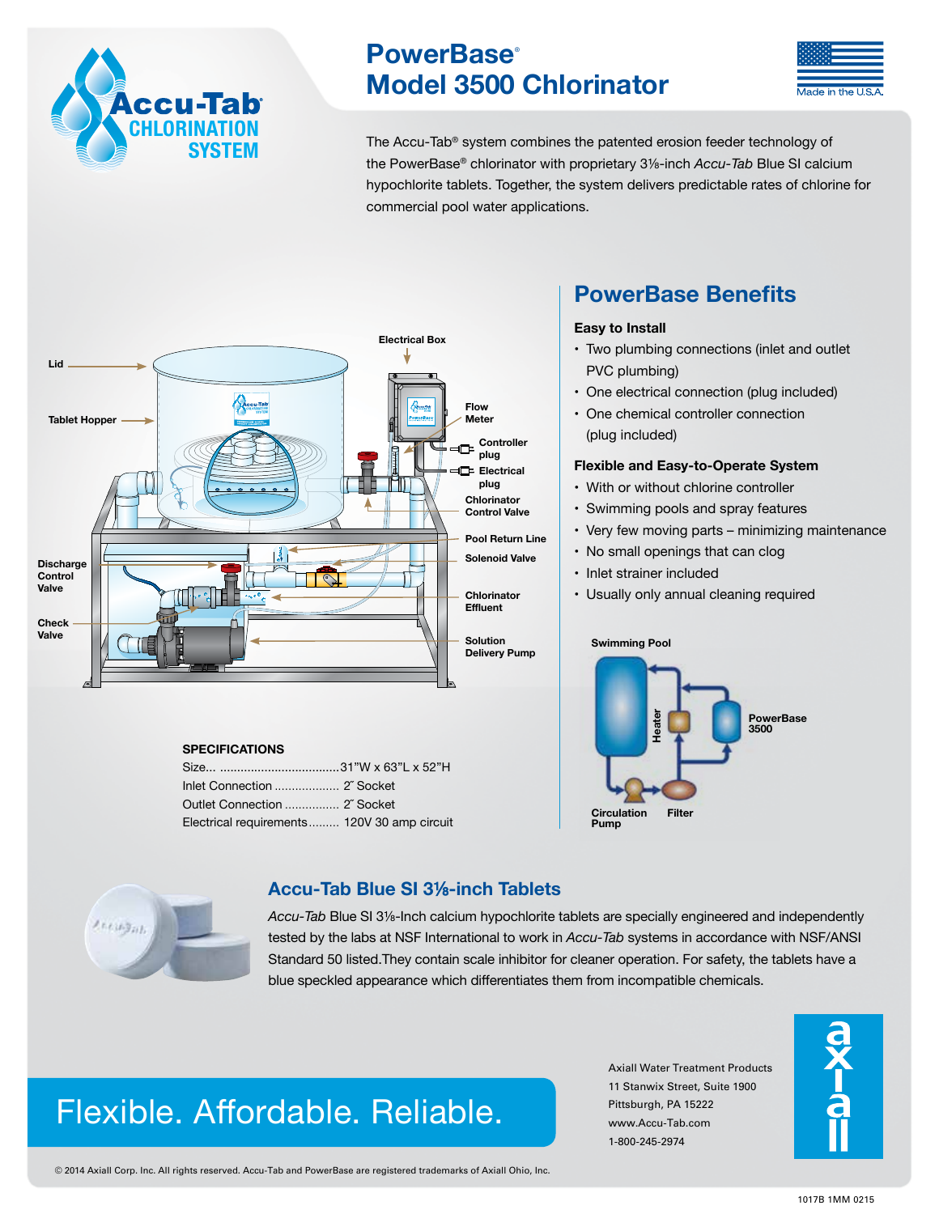# PowerBase® Model 3500 Chlorinator

Made in the U.S.A.

The Accu-Tab® system combines the patented erosion feeder technology of the PowerBase® chlorinator with proprietary 3⅛-inch *Accu-Tab* Blue SI calcium hypochlorite tablets. Together, the system delivers predictable rates of chlorine for commercial pool water applications.

Lid

Tablet Hopper

Electrical Box

Flow Meter

Controller plug

Electrical plug

Chlorinator Control Valve

Pool Return Line

Solenoid Valve

Discharge Control Valve

Chlorinator Effluent

Check Valve

Solution Delivery Pump

## PowerBase Benefits

### Easy to Install

- Two plumbing connections (inlet and outlet PVC plumbing)
- One electrical connection (plug included)
- One chemical controller connection (plug included)

### Flexible and Easy-to-Operate System

- With or without chlorine controller
- Swimming pools and spray features
- Very few moving parts – minimizing maintenance
- No small openings that can clog
- Inlet strainer included
- Usually only annual cleaning required

Swimming Pool

Heater

PowerBase 3500

Circulation Pump

Filter

**SPECIFICATIONS**

Size... 31"W x 63"L x 52"H

Inlet Connection ... 2″ Socket

Outlet Connection ... 2″ Socket

Electrical requirements... 120V 30 amp circuit

## Accu-Tab Blue SI 3⅛-inch Tablets

*Accu-Tab* Blue SI 3⅛-Inch calcium hypochlorite tablets are specially engineered and independently tested by the labs at NSF International to work in *Accu-Tab* systems in accordance with NSF/ANSI Standard 50 listed.They contain scale inhibitor for cleaner operation. For safety, the tablets have a blue speckled appearance which differentiates them from incompatible chemicals.

Flexible. Affordable. Reliable.

Axiall Water Treatment Products
11 Stanwix Street, Suite 1900
Pittsburgh, PA 15222
www.Accu-Tab.com
1-800-245-2974

© 2014 Axiall Corp. Inc. All rights reserved. Accu-Tab and PowerBase are registered trademarks of Axiall Ohio, Inc.

1017B 1MM 0215